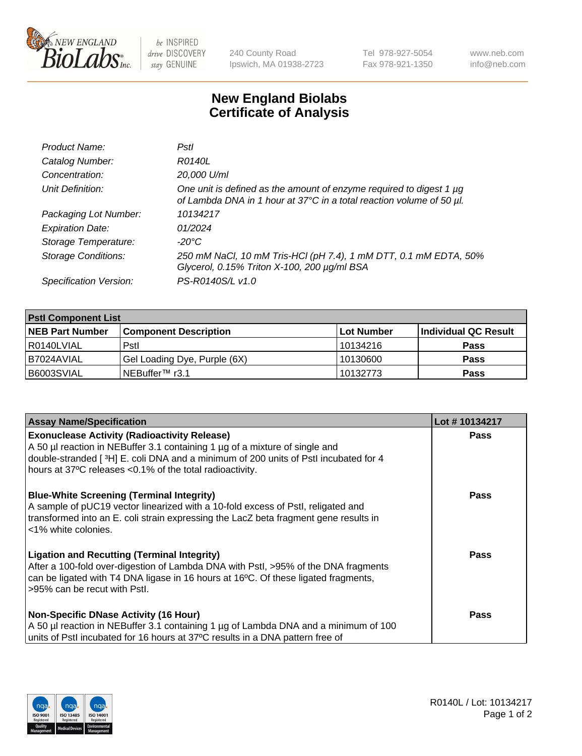New England BioLabs Inc. — be INSPIRED drive DISCOVERY stay GENUINE

240 County Road
Ipswich, MA 01938-2723

Tel 978-927-5054
Fax 978-921-1350

www.neb.com
info@neb.com

# New England Biolabs Certificate of Analysis

| | |
|---|---|
| *Product Name:* | *PstI* |
| *Catalog Number:* | *R0140L* |
| *Concentration:* | *20,000 U/ml* |
| *Unit Definition:* | *One unit is defined as the amount of enzyme required to digest 1 µg of Lambda DNA in 1 hour at 37°C in a total reaction volume of 50 µl.* |
| *Packaging Lot Number:* | *10134217* |
| *Expiration Date:* | *01/2024* |
| *Storage Temperature:* | *-20°C* |
| *Storage Conditions:* | *250 mM NaCl, 10 mM Tris-HCl (pH 7.4), 1 mM DTT, 0.1 mM EDTA, 50% Glycerol, 0.15% Triton X-100, 200 µg/ml BSA* |
| *Specification Version:* | *PS-R0140S/L v1.0* |

| **PstI Component List** | | | |
|---|---|---|---|
| **NEB Part Number** | **Component Description** | **Lot Number** | **Individual QC Result** |
| R0140LVIAL | PstI | 10134216 | **Pass** |
| B7024AVIAL | Gel Loading Dye, Purple (6X) | 10130600 | **Pass** |
| B6003SVIAL | NEBuffer™ r3.1 | 10132773 | **Pass** |

| **Assay Name/Specification** | **Lot # 10134217** |
|---|---|
| **Exonuclease Activity (Radioactivity Release)**<br>A 50 µl reaction in NEBuffer 3.1 containing 1 µg of a mixture of single and double-stranded [ $^3$H] E. coli DNA and a minimum of 200 units of PstI incubated for 4 hours at 37ºC releases <0.1% of the total radioactivity. | **Pass** |
| **Blue-White Screening (Terminal Integrity)**<br>A sample of pUC19 vector linearized with a 10-fold excess of PstI, religated and transformed into an E. coli strain expressing the LacZ beta fragment gene results in <1% white colonies. | **Pass** |
| **Ligation and Recutting (Terminal Integrity)**<br>After a 100-fold over-digestion of Lambda DNA with PstI, >95% of the DNA fragments can be ligated with T4 DNA ligase in 16 hours at 16ºC. Of these ligated fragments, >95% can be recut with PstI. | **Pass** |
| **Non-Specific DNase Activity (16 Hour)**<br>A 50 µl reaction in NEBuffer 3.1 containing 1 µg of Lambda DNA and a minimum of 100 units of PstI incubated for 16 hours at 37ºC results in a DNA pattern free of | **Pass** |

R0140L / Lot: 10134217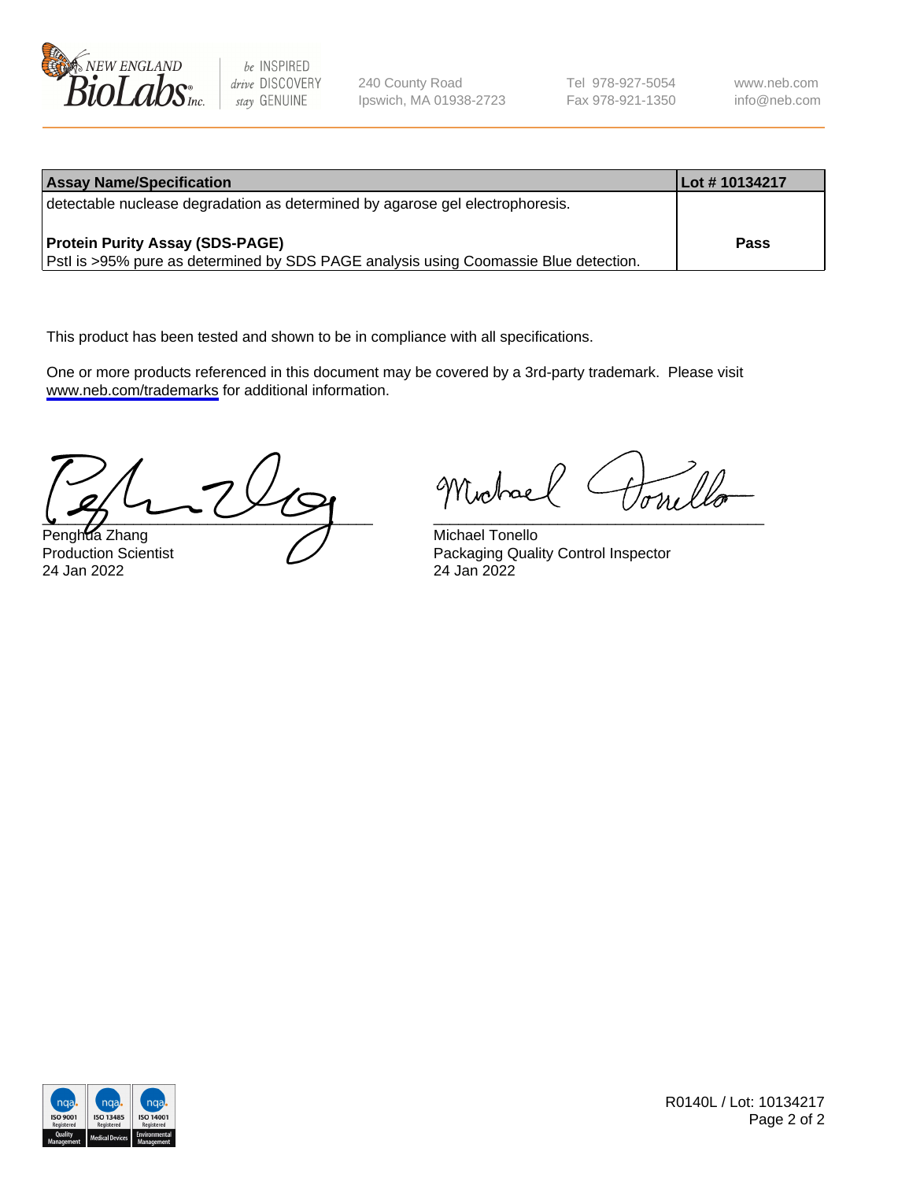| Assay Name/Specification | Lot # 10134217 |
|---|---|
| detectable nuclease degradation as determined by agarose gel electrophoresis. | |
| **Protein Purity Assay (SDS-PAGE)**<br>PstI is >95% pure as determined by SDS PAGE analysis using Coomassie Blue detection. | **Pass** |

This product has been tested and shown to be in compliance with all specifications.

One or more products referenced in this document may be covered by a 3rd-party trademark. Please visit www.neb.com/trademarks for additional information.

Penghua Zhang
Production Scientist
24 Jan 2022

Michael Tonello
Packaging Quality Control Inspector
24 Jan 2022

R0140L / Lot: 10134217